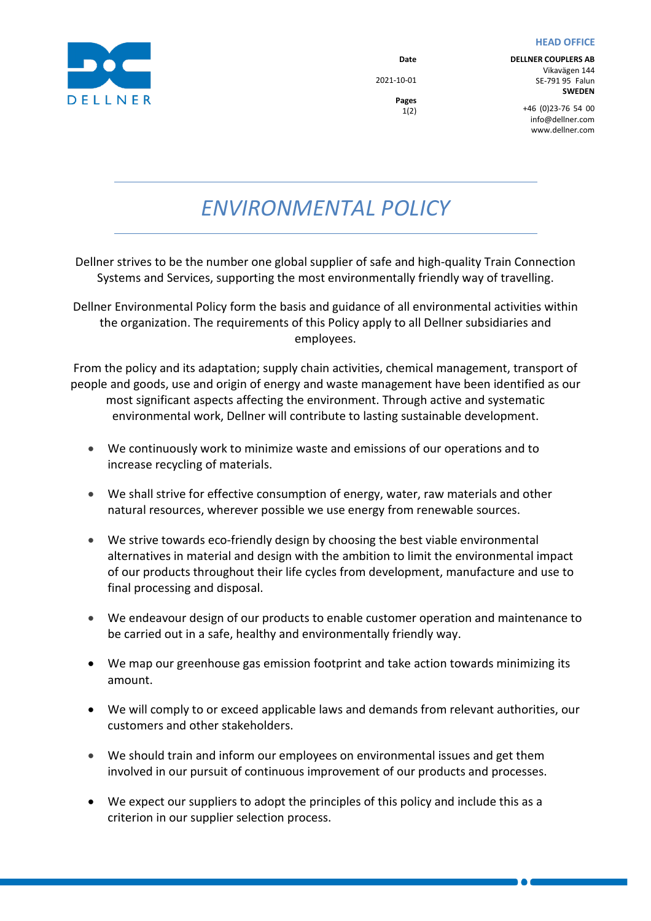DELLNER

**Date**

2021-10-01

**Pages**

1(2)

**HEAD OFFICE**

**DELLNER COUPLERS AB**
Vikavägen 144
SE-791 95 Falun
**SWEDEN**

+46 (0)23-76 54 00
info@dellner.com
www.dellner.com

# *ENVIRONMENTAL POLICY*

Dellner strives to be the number one global supplier of safe and high-quality Train Connection Systems and Services, supporting the most environmentally friendly way of travelling.

Dellner Environmental Policy form the basis and guidance of all environmental activities within the organization. The requirements of this Policy apply to all Dellner subsidiaries and employees.

From the policy and its adaptation; supply chain activities, chemical management, transport of people and goods, use and origin of energy and waste management have been identified as our most significant aspects affecting the environment. Through active and systematic environmental work, Dellner will contribute to lasting sustainable development.

- We continuously work to minimize waste and emissions of our operations and to increase recycling of materials.
- We shall strive for effective consumption of energy, water, raw materials and other natural resources, wherever possible we use energy from renewable sources.
- We strive towards eco-friendly design by choosing the best viable environmental alternatives in material and design with the ambition to limit the environmental impact of our products throughout their life cycles from development, manufacture and use to final processing and disposal.
- We endeavour design of our products to enable customer operation and maintenance to be carried out in a safe, healthy and environmentally friendly way.
- We map our greenhouse gas emission footprint and take action towards minimizing its amount.
- We will comply to or exceed applicable laws and demands from relevant authorities, our customers and other stakeholders.
- We should train and inform our employees on environmental issues and get them involved in our pursuit of continuous improvement of our products and processes.
- We expect our suppliers to adopt the principles of this policy and include this as a criterion in our supplier selection process.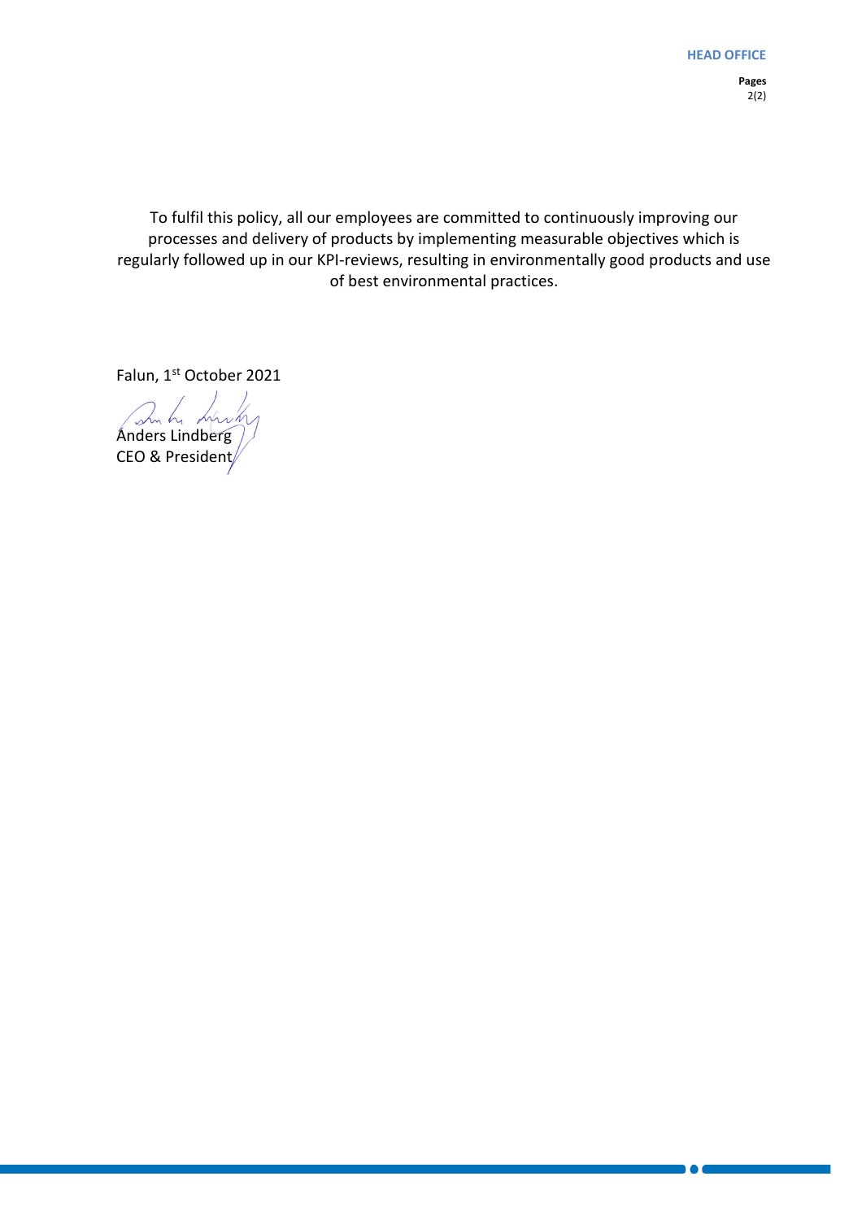To fulfil this policy, all our employees are committed to continuously improving our processes and delivery of products by implementing measurable objectives which is regularly followed up in our KPI-reviews, resulting in environmentally good products and use of best environmental practices.

Falun, 1st October 2021

Anders Lindberg
CEO & President